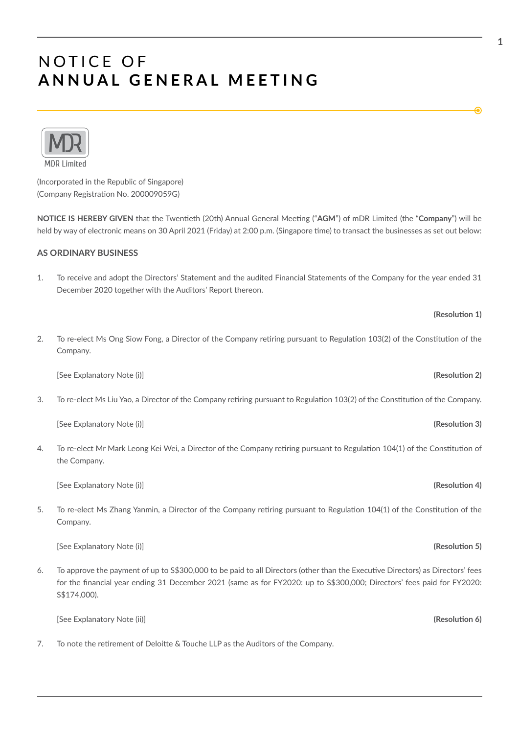# NOTICE OF
# ANNUAL GENERAL MEETING

MDR Limited

(Incorporated in the Republic of Singapore)
(Company Registration No. 200009059G)

**NOTICE IS HEREBY GIVEN** that the Twentieth (20th) Annual General Meeting ("**AGM**") of mDR Limited (the "**Company**") will be held by way of electronic means on 30 April 2021 (Friday) at 2:00 p.m. (Singapore time) to transact the businesses as set out below:

## AS ORDINARY BUSINESS

1. To receive and adopt the Directors' Statement and the audited Financial Statements of the Company for the year ended 31 December 2020 together with the Auditors' Report thereon.

   **(Resolution 1)**

2. To re-elect Ms Ong Siow Fong, a Director of the Company retiring pursuant to Regulation 103(2) of the Constitution of the Company.

   [See Explanatory Note (i)] **(Resolution 2)**

3. To re-elect Ms Liu Yao, a Director of the Company retiring pursuant to Regulation 103(2) of the Constitution of the Company.

   [See Explanatory Note (i)] **(Resolution 3)**

4. To re-elect Mr Mark Leong Kei Wei, a Director of the Company retiring pursuant to Regulation 104(1) of the Constitution of the Company.

   [See Explanatory Note (i)] **(Resolution 4)**

5. To re-elect Ms Zhang Yanmin, a Director of the Company retiring pursuant to Regulation 104(1) of the Constitution of the Company.

   [See Explanatory Note (i)] **(Resolution 5)**

6. To approve the payment of up to S$300,000 to be paid to all Directors (other than the Executive Directors) as Directors' fees for the financial year ending 31 December 2021 (same as for FY2020: up to S$300,000; Directors' fees paid for FY2020: S$174,000).

   [See Explanatory Note (ii)] **(Resolution 6)**

7. To note the retirement of Deloitte & Touche LLP as the Auditors of the Company.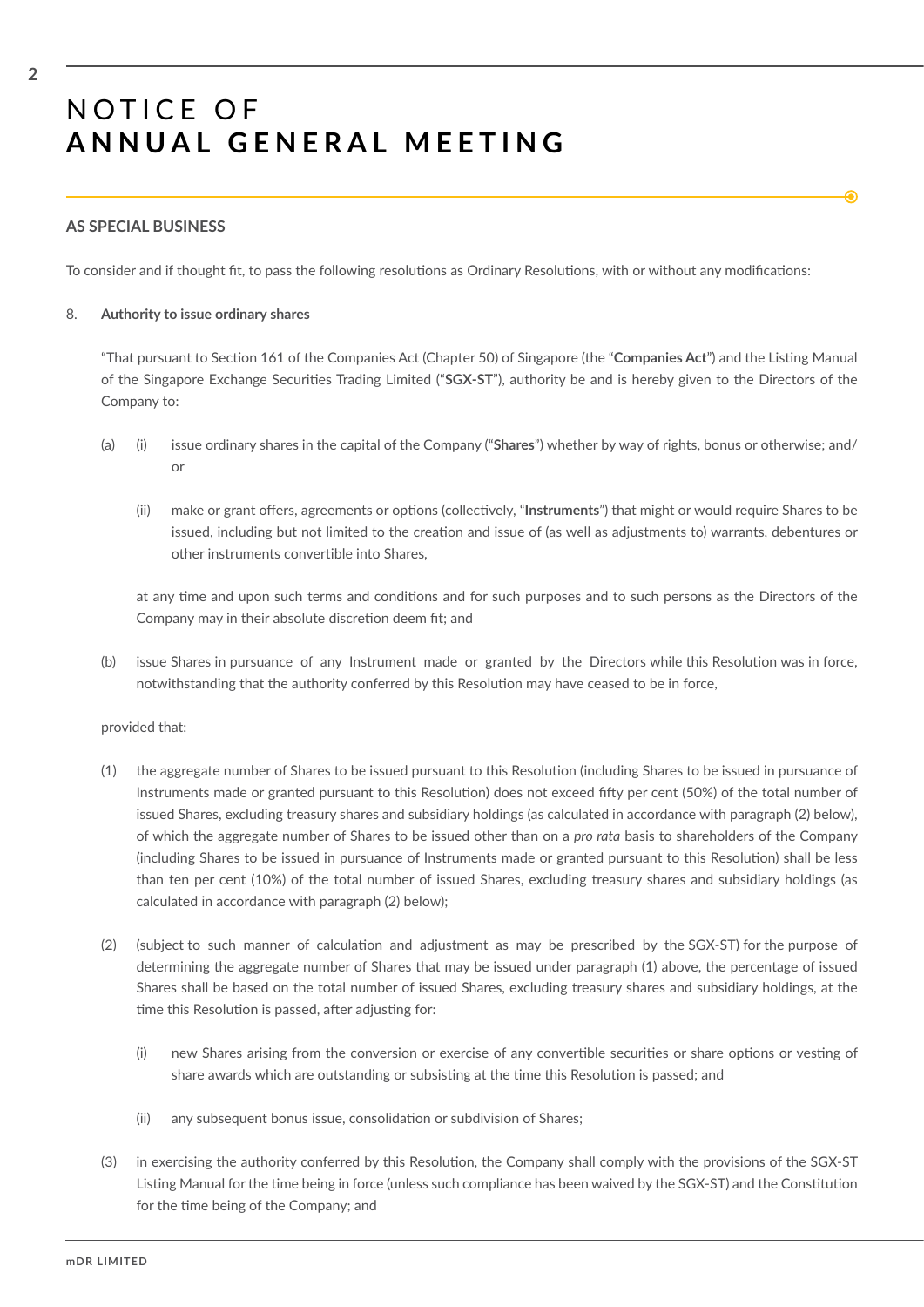# NOTICE OF
# ANNUAL GENERAL MEETING

**AS SPECIAL BUSINESS**

To consider and if thought fit, to pass the following resolutions as Ordinary Resolutions, with or without any modifications:

8. **Authority to issue ordinary shares**

"That pursuant to Section 161 of the Companies Act (Chapter 50) of Singapore (the "**Companies Act**") and the Listing Manual of the Singapore Exchange Securities Trading Limited ("**SGX-ST**"), authority be and is hereby given to the Directors of the Company to:

(a) (i) issue ordinary shares in the capital of the Company ("**Shares**") whether by way of rights, bonus or otherwise; and/or

(ii) make or grant offers, agreements or options (collectively, "**Instruments**") that might or would require Shares to be issued, including but not limited to the creation and issue of (as well as adjustments to) warrants, debentures or other instruments convertible into Shares,

at any time and upon such terms and conditions and for such purposes and to such persons as the Directors of the Company may in their absolute discretion deem fit; and

(b) issue Shares in pursuance of any Instrument made or granted by the Directors while this Resolution was in force, notwithstanding that the authority conferred by this Resolution may have ceased to be in force,

provided that:

(1) the aggregate number of Shares to be issued pursuant to this Resolution (including Shares to be issued in pursuance of Instruments made or granted pursuant to this Resolution) does not exceed fifty per cent (50%) of the total number of issued Shares, excluding treasury shares and subsidiary holdings (as calculated in accordance with paragraph (2) below), of which the aggregate number of Shares to be issued other than on a *pro rata* basis to shareholders of the Company (including Shares to be issued in pursuance of Instruments made or granted pursuant to this Resolution) shall be less than ten per cent (10%) of the total number of issued Shares, excluding treasury shares and subsidiary holdings (as calculated in accordance with paragraph (2) below);

(2) (subject to such manner of calculation and adjustment as may be prescribed by the SGX-ST) for the purpose of determining the aggregate number of Shares that may be issued under paragraph (1) above, the percentage of issued Shares shall be based on the total number of issued Shares, excluding treasury shares and subsidiary holdings, at the time this Resolution is passed, after adjusting for:

(i) new Shares arising from the conversion or exercise of any convertible securities or share options or vesting of share awards which are outstanding or subsisting at the time this Resolution is passed; and

(ii) any subsequent bonus issue, consolidation or subdivision of Shares;

(3) in exercising the authority conferred by this Resolution, the Company shall comply with the provisions of the SGX-ST Listing Manual for the time being in force (unless such compliance has been waived by the SGX-ST) and the Constitution for the time being of the Company; and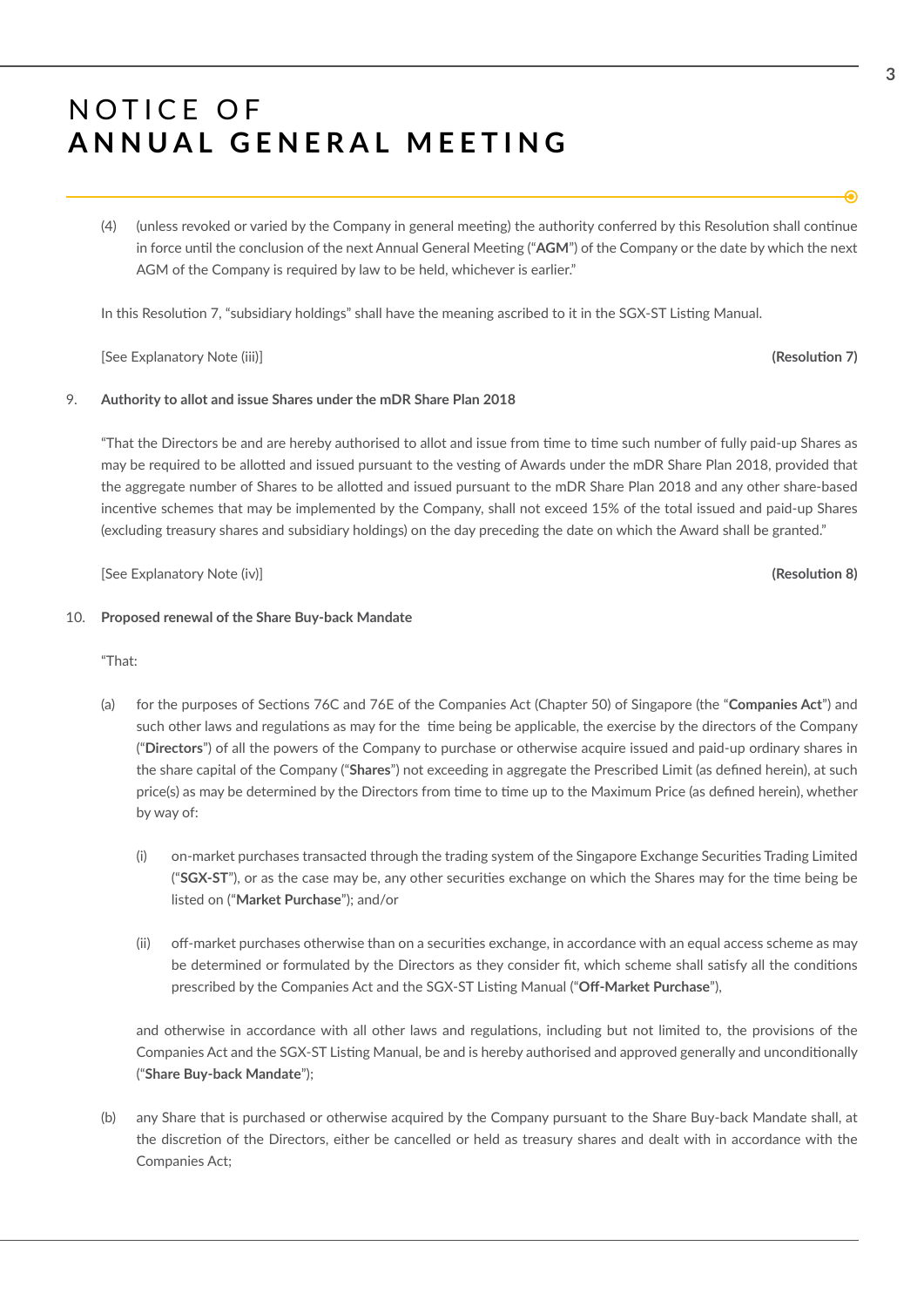# NOTICE OF **ANNUAL GENERAL MEETING**

(4) (unless revoked or varied by the Company in general meeting) the authority conferred by this Resolution shall continue in force until the conclusion of the next Annual General Meeting ("**AGM**") of the Company or the date by which the next AGM of the Company is required by law to be held, whichever is earlier."

In this Resolution 7, "subsidiary holdings" shall have the meaning ascribed to it in the SGX-ST Listing Manual.

[See Explanatory Note (iii)] **(Resolution 7)**

9. **Authority to allot and issue Shares under the mDR Share Plan 2018**

"That the Directors be and are hereby authorised to allot and issue from time to time such number of fully paid-up Shares as may be required to be allotted and issued pursuant to the vesting of Awards under the mDR Share Plan 2018, provided that the aggregate number of Shares to be allotted and issued pursuant to the mDR Share Plan 2018 and any other share-based incentive schemes that may be implemented by the Company, shall not exceed 15% of the total issued and paid-up Shares (excluding treasury shares and subsidiary holdings) on the day preceding the date on which the Award shall be granted."

[See Explanatory Note (iv)] **(Resolution 8)**

10. **Proposed renewal of the Share Buy-back Mandate**

"That:

(a) for the purposes of Sections 76C and 76E of the Companies Act (Chapter 50) of Singapore (the "**Companies Act**") and such other laws and regulations as may for the time being be applicable, the exercise by the directors of the Company ("**Directors**") of all the powers of the Company to purchase or otherwise acquire issued and paid-up ordinary shares in the share capital of the Company ("**Shares**") not exceeding in aggregate the Prescribed Limit (as defined herein), at such price(s) as may be determined by the Directors from time to time up to the Maximum Price (as defined herein), whether by way of:

   (i) on-market purchases transacted through the trading system of the Singapore Exchange Securities Trading Limited ("**SGX-ST**"), or as the case may be, any other securities exchange on which the Shares may for the time being be listed on ("**Market Purchase**"); and/or

   (ii) off-market purchases otherwise than on a securities exchange, in accordance with an equal access scheme as may be determined or formulated by the Directors as they consider fit, which scheme shall satisfy all the conditions prescribed by the Companies Act and the SGX-ST Listing Manual ("**Off-Market Purchase**"),

and otherwise in accordance with all other laws and regulations, including but not limited to, the provisions of the Companies Act and the SGX-ST Listing Manual, be and is hereby authorised and approved generally and unconditionally ("**Share Buy-back Mandate**");

(b) any Share that is purchased or otherwise acquired by the Company pursuant to the Share Buy-back Mandate shall, at the discretion of the Directors, either be cancelled or held as treasury shares and dealt with in accordance with the Companies Act;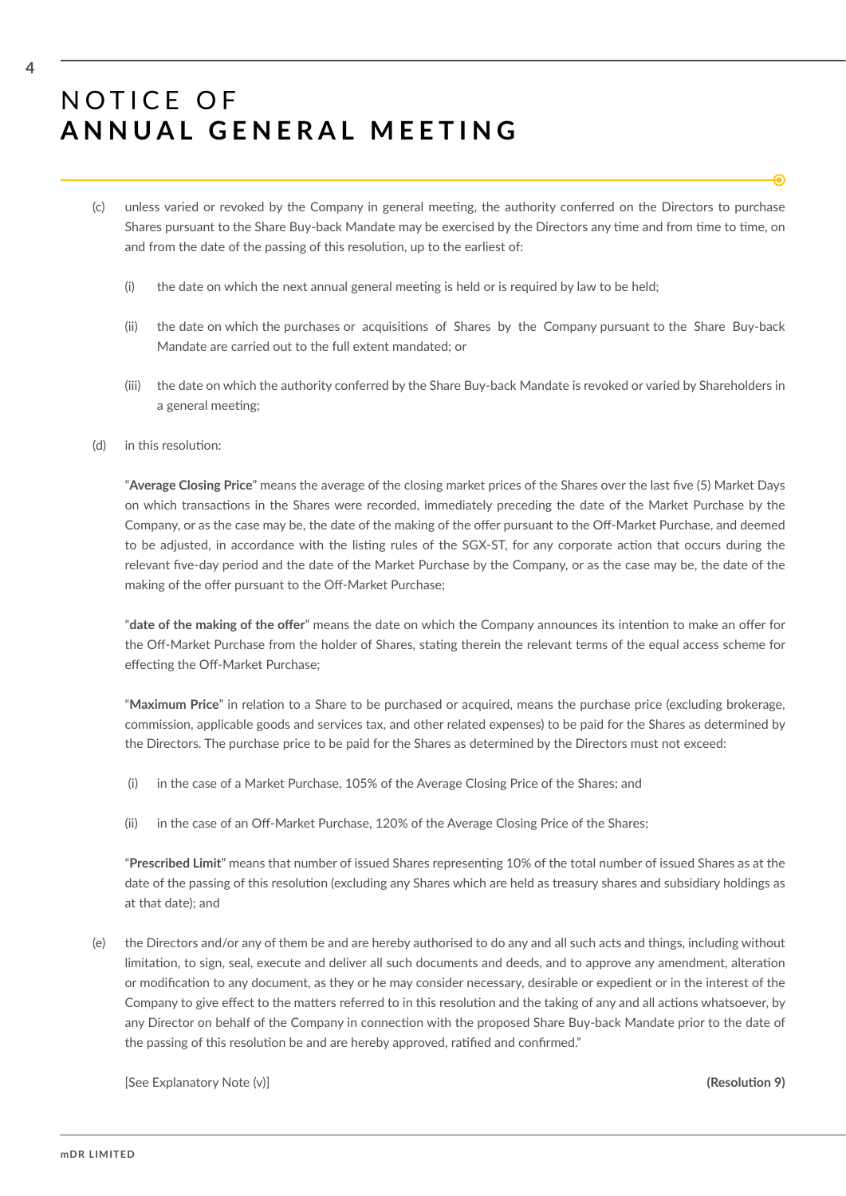# NOTICE OF **ANNUAL GENERAL MEETING**

(c) unless varied or revoked by the Company in general meeting, the authority conferred on the Directors to purchase Shares pursuant to the Share Buy-back Mandate may be exercised by the Directors any time and from time to time, on and from the date of the passing of this resolution, up to the earliest of:

   (i) the date on which the next annual general meeting is held or is required by law to be held;

   (ii) the date on which the purchases or acquisitions of Shares by the Company pursuant to the Share Buy-back Mandate are carried out to the full extent mandated; or

   (iii) the date on which the authority conferred by the Share Buy-back Mandate is revoked or varied by Shareholders in a general meeting;

(d) in this resolution:

   "**Average Closing Price**" means the average of the closing market prices of the Shares over the last five (5) Market Days on which transactions in the Shares were recorded, immediately preceding the date of the Market Purchase by the Company, or as the case may be, the date of the making of the offer pursuant to the Off-Market Purchase, and deemed to be adjusted, in accordance with the listing rules of the SGX-ST, for any corporate action that occurs during the relevant five-day period and the date of the Market Purchase by the Company, or as the case may be, the date of the making of the offer pursuant to the Off-Market Purchase;

   "**date of the making of the offer**" means the date on which the Company announces its intention to make an offer for the Off-Market Purchase from the holder of Shares, stating therein the relevant terms of the equal access scheme for effecting the Off-Market Purchase;

   "**Maximum Price**" in relation to a Share to be purchased or acquired, means the purchase price (excluding brokerage, commission, applicable goods and services tax, and other related expenses) to be paid for the Shares as determined by the Directors. The purchase price to be paid for the Shares as determined by the Directors must not exceed:

   (i) in the case of a Market Purchase, 105% of the Average Closing Price of the Shares; and

   (ii) in the case of an Off-Market Purchase, 120% of the Average Closing Price of the Shares;

   "**Prescribed Limit**" means that number of issued Shares representing 10% of the total number of issued Shares as at the date of the passing of this resolution (excluding any Shares which are held as treasury shares and subsidiary holdings as at that date); and

(e) the Directors and/or any of them be and are hereby authorised to do any and all such acts and things, including without limitation, to sign, seal, execute and deliver all such documents and deeds, and to approve any amendment, alteration or modification to any document, as they or he may consider necessary, desirable or expedient or in the interest of the Company to give effect to the matters referred to in this resolution and the taking of any and all actions whatsoever, by any Director on behalf of the Company in connection with the proposed Share Buy-back Mandate prior to the date of the passing of this resolution be and are hereby approved, ratified and confirmed."

[See Explanatory Note (v)] **(Resolution 9)**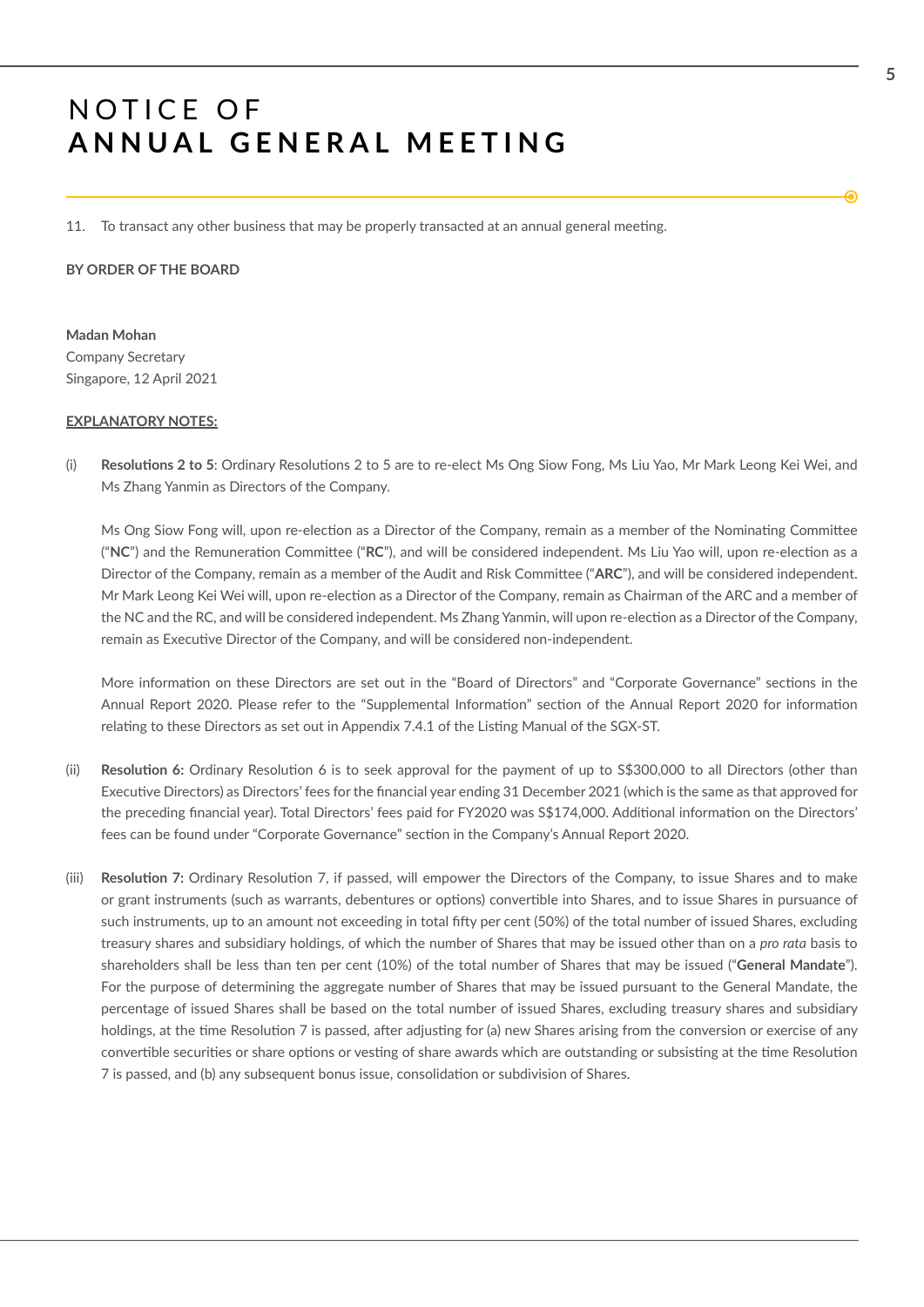11. To transact any other business that may be properly transacted at an annual general meeting.

**BY ORDER OF THE BOARD**

**Madan Mohan**
Company Secretary
Singapore, 12 April 2021

**EXPLANATORY NOTES:**

(i) **Resolutions 2 to 5**: Ordinary Resolutions 2 to 5 are to re-elect Ms Ong Siow Fong, Ms Liu Yao, Mr Mark Leong Kei Wei, and Ms Zhang Yanmin as Directors of the Company.

Ms Ong Siow Fong will, upon re-election as a Director of the Company, remain as a member of the Nominating Committee ("**NC**") and the Remuneration Committee ("**RC**"), and will be considered independent. Ms Liu Yao will, upon re-election as a Director of the Company, remain as a member of the Audit and Risk Committee ("**ARC**"), and will be considered independent. Mr Mark Leong Kei Wei will, upon re-election as a Director of the Company, remain as Chairman of the ARC and a member of the NC and the RC, and will be considered independent. Ms Zhang Yanmin, will upon re-election as a Director of the Company, remain as Executive Director of the Company, and will be considered non-independent.

More information on these Directors are set out in the "Board of Directors" and "Corporate Governance" sections in the Annual Report 2020. Please refer to the "Supplemental Information" section of the Annual Report 2020 for information relating to these Directors as set out in Appendix 7.4.1 of the Listing Manual of the SGX-ST.

(ii) **Resolution 6:** Ordinary Resolution 6 is to seek approval for the payment of up to S$300,000 to all Directors (other than Executive Directors) as Directors' fees for the financial year ending 31 December 2021 (which is the same as that approved for the preceding financial year). Total Directors' fees paid for FY2020 was S$174,000. Additional information on the Directors' fees can be found under "Corporate Governance" section in the Company's Annual Report 2020.

(iii) **Resolution 7:** Ordinary Resolution 7, if passed, will empower the Directors of the Company, to issue Shares and to make or grant instruments (such as warrants, debentures or options) convertible into Shares, and to issue Shares in pursuance of such instruments, up to an amount not exceeding in total fifty per cent (50%) of the total number of issued Shares, excluding treasury shares and subsidiary holdings, of which the number of Shares that may be issued other than on a *pro rata* basis to shareholders shall be less than ten per cent (10%) of the total number of Shares that may be issued ("**General Mandate**"). For the purpose of determining the aggregate number of Shares that may be issued pursuant to the General Mandate, the percentage of issued Shares shall be based on the total number of issued Shares, excluding treasury shares and subsidiary holdings, at the time Resolution 7 is passed, after adjusting for (a) new Shares arising from the conversion or exercise of any convertible securities or share options or vesting of share awards which are outstanding or subsisting at the time Resolution 7 is passed, and (b) any subsequent bonus issue, consolidation or subdivision of Shares.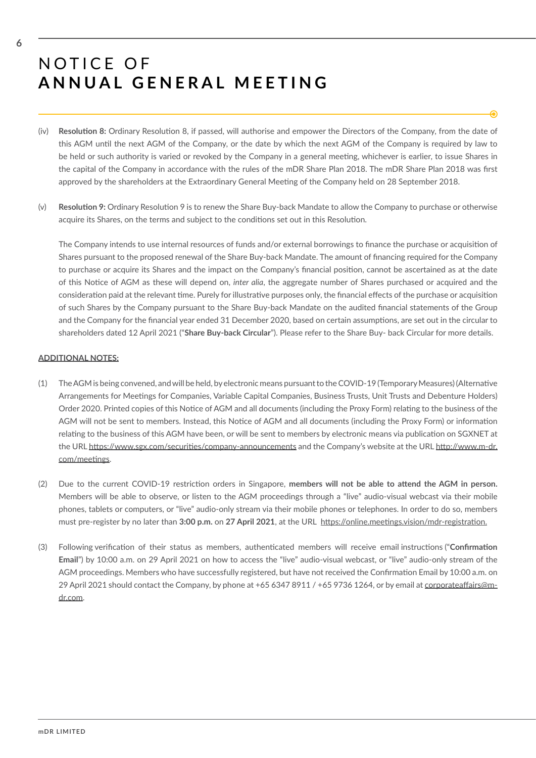# NOTICE OF **ANNUAL GENERAL MEETING**

(iv) **Resolution 8:** Ordinary Resolution 8, if passed, will authorise and empower the Directors of the Company, from the date of this AGM until the next AGM of the Company, or the date by which the next AGM of the Company is required by law to be held or such authority is varied or revoked by the Company in a general meeting, whichever is earlier, to issue Shares in the capital of the Company in accordance with the rules of the mDR Share Plan 2018. The mDR Share Plan 2018 was first approved by the shareholders at the Extraordinary General Meeting of the Company held on 28 September 2018.

(v) **Resolution 9:** Ordinary Resolution 9 is to renew the Share Buy-back Mandate to allow the Company to purchase or otherwise acquire its Shares, on the terms and subject to the conditions set out in this Resolution.

The Company intends to use internal resources of funds and/or external borrowings to finance the purchase or acquisition of Shares pursuant to the proposed renewal of the Share Buy-back Mandate. The amount of financing required for the Company to purchase or acquire its Shares and the impact on the Company's financial position, cannot be ascertained as at the date of this Notice of AGM as these will depend on, *inter alia*, the aggregate number of Shares purchased or acquired and the consideration paid at the relevant time. Purely for illustrative purposes only, the financial effects of the purchase or acquisition of such Shares by the Company pursuant to the Share Buy-back Mandate on the audited financial statements of the Group and the Company for the financial year ended 31 December 2020, based on certain assumptions, are set out in the circular to shareholders dated 12 April 2021 ("**Share Buy-back Circular**"). Please refer to the Share Buy- back Circular for more details.

**ADDITIONAL NOTES:**

(1) The AGM is being convened, and will be held, by electronic means pursuant to the COVID-19 (Temporary Measures) (Alternative Arrangements for Meetings for Companies, Variable Capital Companies, Business Trusts, Unit Trusts and Debenture Holders) Order 2020. Printed copies of this Notice of AGM and all documents (including the Proxy Form) relating to the business of the AGM will not be sent to members. Instead, this Notice of AGM and all documents (including the Proxy Form) or information relating to the business of this AGM have been, or will be sent to members by electronic means via publication on SGXNET at the URL https://www.sgx.com/securities/company-announcements and the Company's website at the URL http://www.m-dr.com/meetings.

(2) Due to the current COVID-19 restriction orders in Singapore, **members will not be able to attend the AGM in person.** Members will be able to observe, or listen to the AGM proceedings through a "live" audio-visual webcast via their mobile phones, tablets or computers, or "live" audio-only stream via their mobile phones or telephones. In order to do so, members must pre-register by no later than **3:00 p.m.** on **27 April 2021**, at the URL https://online.meetings.vision/mdr-registration.

(3) Following verification of their status as members, authenticated members will receive email instructions ("**Confirmation Email**") by 10:00 a.m. on 29 April 2021 on how to access the "live" audio-visual webcast, or "live" audio-only stream of the AGM proceedings. Members who have successfully registered, but have not received the Confirmation Email by 10:00 a.m. on 29 April 2021 should contact the Company, by phone at +65 6347 8911 / +65 9736 1264, or by email at corporateaffairs@m-dr.com.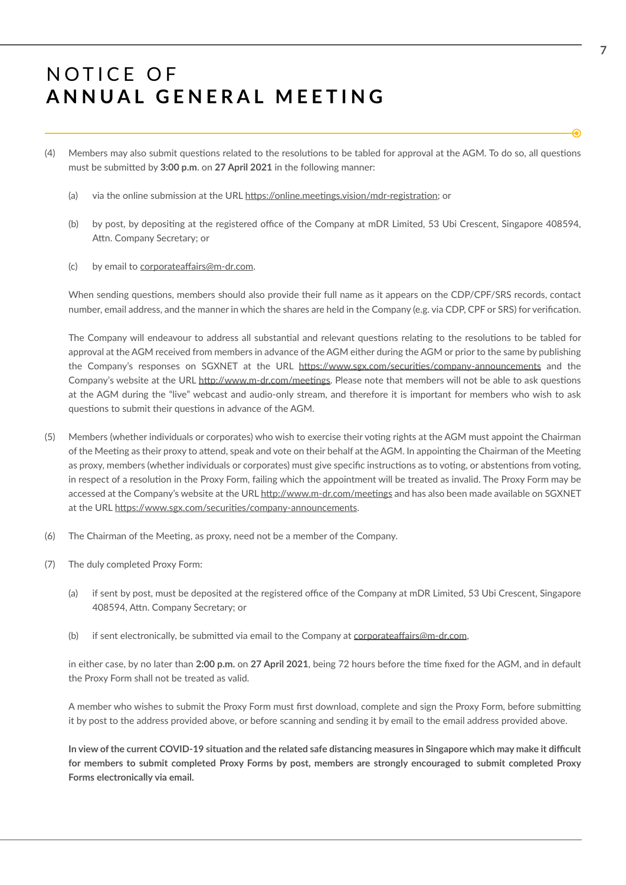# NOTICE OF **ANNUAL GENERAL MEETING**

(4) Members may also submit questions related to the resolutions to be tabled for approval at the AGM. To do so, all questions must be submitted by **3:00 p.m**. on **27 April 2021** in the following manner:

  (a) via the online submission at the URL https://online.meetings.vision/mdr-registration; or

  (b) by post, by depositing at the registered office of the Company at mDR Limited, 53 Ubi Crescent, Singapore 408594, Attn. Company Secretary; or

  (c) by email to corporateaffairs@m-dr.com.

  When sending questions, members should also provide their full name as it appears on the CDP/CPF/SRS records, contact number, email address, and the manner in which the shares are held in the Company (e.g. via CDP, CPF or SRS) for verification.

  The Company will endeavour to address all substantial and relevant questions relating to the resolutions to be tabled for approval at the AGM received from members in advance of the AGM either during the AGM or prior to the same by publishing the Company's responses on SGXNET at the URL https://www.sgx.com/securities/company-announcements and the Company's website at the URL http://www.m-dr.com/meetings. Please note that members will not be able to ask questions at the AGM during the "live" webcast and audio-only stream, and therefore it is important for members who wish to ask questions to submit their questions in advance of the AGM.

(5) Members (whether individuals or corporates) who wish to exercise their voting rights at the AGM must appoint the Chairman of the Meeting as their proxy to attend, speak and vote on their behalf at the AGM. In appointing the Chairman of the Meeting as proxy, members (whether individuals or corporates) must give specific instructions as to voting, or abstentions from voting, in respect of a resolution in the Proxy Form, failing which the appointment will be treated as invalid. The Proxy Form may be accessed at the Company's website at the URL http://www.m-dr.com/meetings and has also been made available on SGXNET at the URL https://www.sgx.com/securities/company-announcements.

(6) The Chairman of the Meeting, as proxy, need not be a member of the Company.

(7) The duly completed Proxy Form:

  (a) if sent by post, must be deposited at the registered office of the Company at mDR Limited, 53 Ubi Crescent, Singapore 408594, Attn. Company Secretary; or

  (b) if sent electronically, be submitted via email to the Company at corporateaffairs@m-dr.com,

  in either case, by no later than **2:00 p.m.** on **27 April 2021**, being 72 hours before the time fixed for the AGM, and in default the Proxy Form shall not be treated as valid.

  A member who wishes to submit the Proxy Form must first download, complete and sign the Proxy Form, before submitting it by post to the address provided above, or before scanning and sending it by email to the email address provided above.

  **In view of the current COVID-19 situation and the related safe distancing measures in Singapore which may make it difficult for members to submit completed Proxy Forms by post, members are strongly encouraged to submit completed Proxy Forms electronically via email.**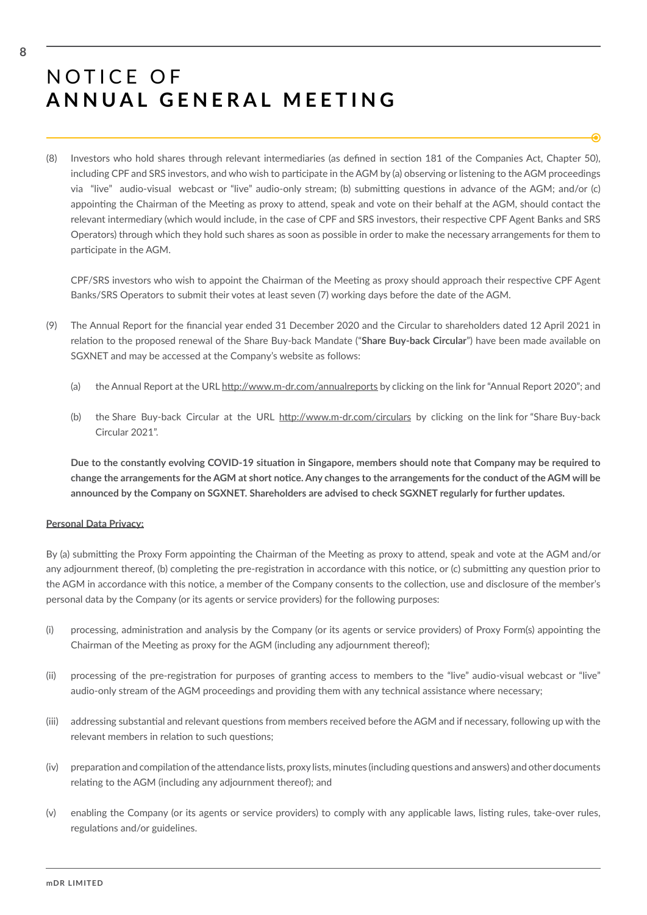# NOTICE OF ANNUAL GENERAL MEETING

(8) Investors who hold shares through relevant intermediaries (as defined in section 181 of the Companies Act, Chapter 50), including CPF and SRS investors, and who wish to participate in the AGM by (a) observing or listening to the AGM proceedings via "live" audio-visual webcast or "live" audio-only stream; (b) submitting questions in advance of the AGM; and/or (c) appointing the Chairman of the Meeting as proxy to attend, speak and vote on their behalf at the AGM, should contact the relevant intermediary (which would include, in the case of CPF and SRS investors, their respective CPF Agent Banks and SRS Operators) through which they hold such shares as soon as possible in order to make the necessary arrangements for them to participate in the AGM.

CPF/SRS investors who wish to appoint the Chairman of the Meeting as proxy should approach their respective CPF Agent Banks/SRS Operators to submit their votes at least seven (7) working days before the date of the AGM.

(9) The Annual Report for the financial year ended 31 December 2020 and the Circular to shareholders dated 12 April 2021 in relation to the proposed renewal of the Share Buy-back Mandate ("**Share Buy-back Circular**") have been made available on SGXNET and may be accessed at the Company's website as follows:

(a) the Annual Report at the URL http://www.m-dr.com/annualreports by clicking on the link for "Annual Report 2020"; and

(b) the Share Buy-back Circular at the URL http://www.m-dr.com/circulars by clicking on the link for "Share Buy-back Circular 2021".

**Due to the constantly evolving COVID-19 situation in Singapore, members should note that Company may be required to change the arrangements for the AGM at short notice. Any changes to the arrangements for the conduct of the AGM will be announced by the Company on SGXNET. Shareholders are advised to check SGXNET regularly for further updates.**

**Personal Data Privacy:**

By (a) submitting the Proxy Form appointing the Chairman of the Meeting as proxy to attend, speak and vote at the AGM and/or any adjournment thereof, (b) completing the pre-registration in accordance with this notice, or (c) submitting any question prior to the AGM in accordance with this notice, a member of the Company consents to the collection, use and disclosure of the member's personal data by the Company (or its agents or service providers) for the following purposes:

(i) processing, administration and analysis by the Company (or its agents or service providers) of Proxy Form(s) appointing the Chairman of the Meeting as proxy for the AGM (including any adjournment thereof);

(ii) processing of the pre-registration for purposes of granting access to members to the "live" audio-visual webcast or "live" audio-only stream of the AGM proceedings and providing them with any technical assistance where necessary;

(iii) addressing substantial and relevant questions from members received before the AGM and if necessary, following up with the relevant members in relation to such questions;

(iv) preparation and compilation of the attendance lists, proxy lists, minutes (including questions and answers) and other documents relating to the AGM (including any adjournment thereof); and

(v) enabling the Company (or its agents or service providers) to comply with any applicable laws, listing rules, take-over rules, regulations and/or guidelines.